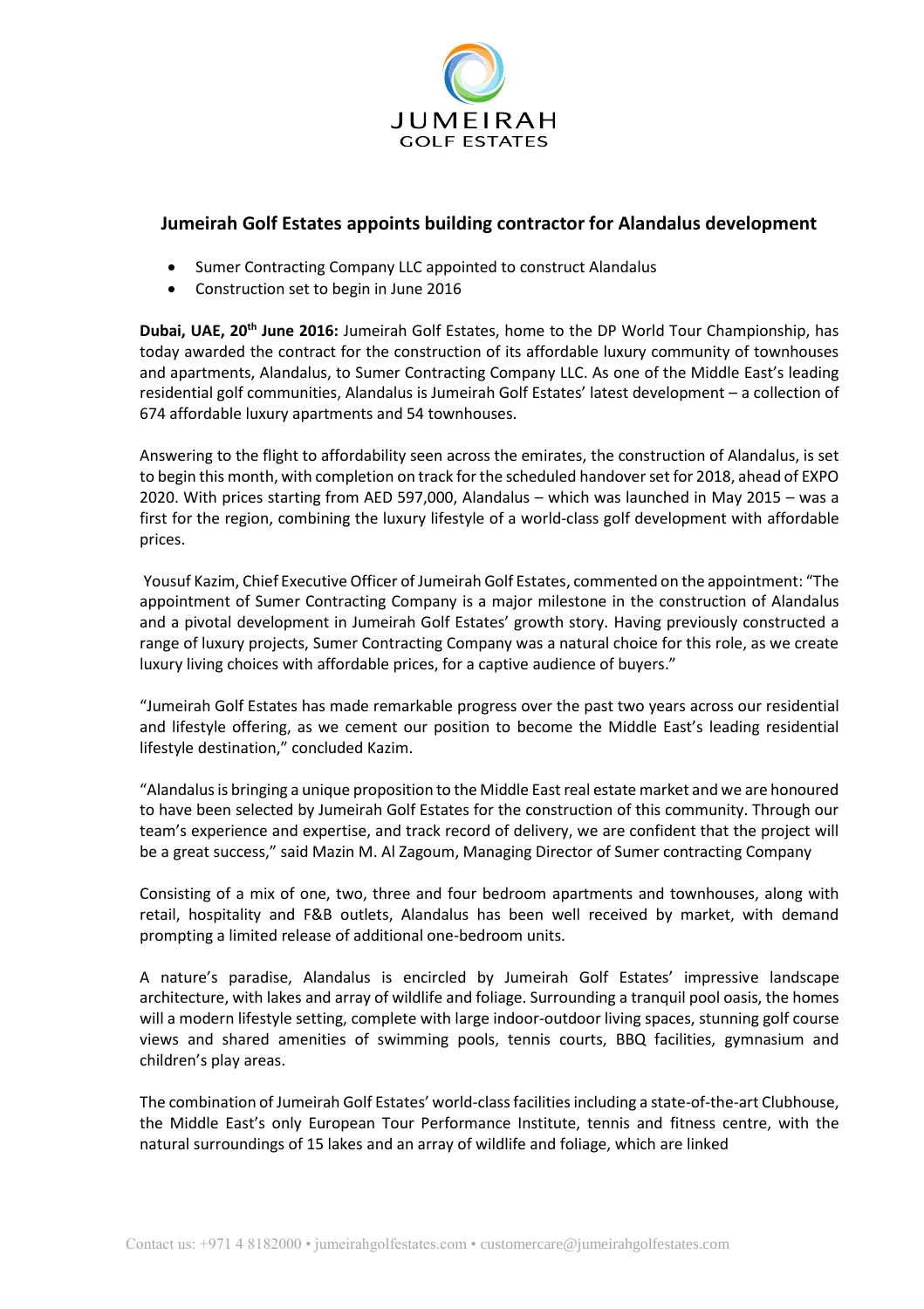JUMEIRAH
GOLF ESTATES

## Jumeirah Golf Estates appoints building contractor for Alandalus development

- Sumer Contracting Company LLC appointed to construct Alandalus
- Construction set to begin in June 2016

**Dubai, UAE, 20th June 2016:** Jumeirah Golf Estates, home to the DP World Tour Championship, has today awarded the contract for the construction of its affordable luxury community of townhouses and apartments, Alandalus, to Sumer Contracting Company LLC. As one of the Middle East's leading residential golf communities, Alandalus is Jumeirah Golf Estates' latest development – a collection of 674 affordable luxury apartments and 54 townhouses.

Answering to the flight to affordability seen across the emirates, the construction of Alandalus, is set to begin this month, with completion on track for the scheduled handover set for 2018, ahead of EXPO 2020. With prices starting from AED 597,000, Alandalus – which was launched in May 2015 – was a first for the region, combining the luxury lifestyle of a world-class golf development with affordable prices.

Yousuf Kazim, Chief Executive Officer of Jumeirah Golf Estates, commented on the appointment: "The appointment of Sumer Contracting Company is a major milestone in the construction of Alandalus and a pivotal development in Jumeirah Golf Estates' growth story. Having previously constructed a range of luxury projects, Sumer Contracting Company was a natural choice for this role, as we create luxury living choices with affordable prices, for a captive audience of buyers."

"Jumeirah Golf Estates has made remarkable progress over the past two years across our residential and lifestyle offering, as we cement our position to become the Middle East's leading residential lifestyle destination," concluded Kazim.

"Alandalus is bringing a unique proposition to the Middle East real estate market and we are honoured to have been selected by Jumeirah Golf Estates for the construction of this community. Through our team's experience and expertise, and track record of delivery, we are confident that the project will be a great success," said Mazin M. Al Zagoum, Managing Director of Sumer contracting Company

Consisting of a mix of one, two, three and four bedroom apartments and townhouses, along with retail, hospitality and F&B outlets, Alandalus has been well received by market, with demand prompting a limited release of additional one-bedroom units.

A nature's paradise, Alandalus is encircled by Jumeirah Golf Estates' impressive landscape architecture, with lakes and array of wildlife and foliage. Surrounding a tranquil pool oasis, the homes will a modern lifestyle setting, complete with large indoor-outdoor living spaces, stunning golf course views and shared amenities of swimming pools, tennis courts, BBQ facilities, gymnasium and children's play areas.

The combination of Jumeirah Golf Estates' world-class facilities including a state-of-the-art Clubhouse, the Middle East's only European Tour Performance Institute, tennis and fitness centre, with the natural surroundings of 15 lakes and an array of wildlife and foliage, which are linked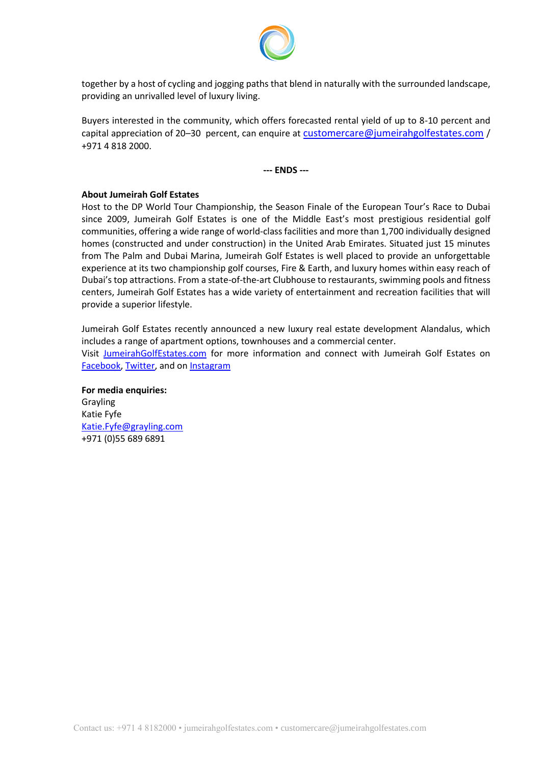together by a host of cycling and jogging paths that blend in naturally with the surrounded landscape, providing an unrivalled level of luxury living.

Buyers interested in the community, which offers forecasted rental yield of up to 8-10 percent and capital appreciation of 20–30 percent, can enquire at customercare@jumeirahgolfestates.com / +971 4 818 2000.

**--- ENDS ---**

**About Jumeirah Golf Estates**

Host to the DP World Tour Championship, the Season Finale of the European Tour's Race to Dubai since 2009, Jumeirah Golf Estates is one of the Middle East's most prestigious residential golf communities, offering a wide range of world-class facilities and more than 1,700 individually designed homes (constructed and under construction) in the United Arab Emirates. Situated just 15 minutes from The Palm and Dubai Marina, Jumeirah Golf Estates is well placed to provide an unforgettable experience at its two championship golf courses, Fire & Earth, and luxury homes within easy reach of Dubai's top attractions. From a state-of-the-art Clubhouse to restaurants, swimming pools and fitness centers, Jumeirah Golf Estates has a wide variety of entertainment and recreation facilities that will provide a superior lifestyle.

Jumeirah Golf Estates recently announced a new luxury real estate development Alandalus, which includes a range of apartment options, townhouses and a commercial center.
Visit JumeirahGolfEstates.com for more information and connect with Jumeirah Golf Estates on Facebook, Twitter, and on Instagram

**For media enquiries:**
Grayling
Katie Fyfe
Katie.Fyfe@grayling.com
+971 (0)55 689 6891